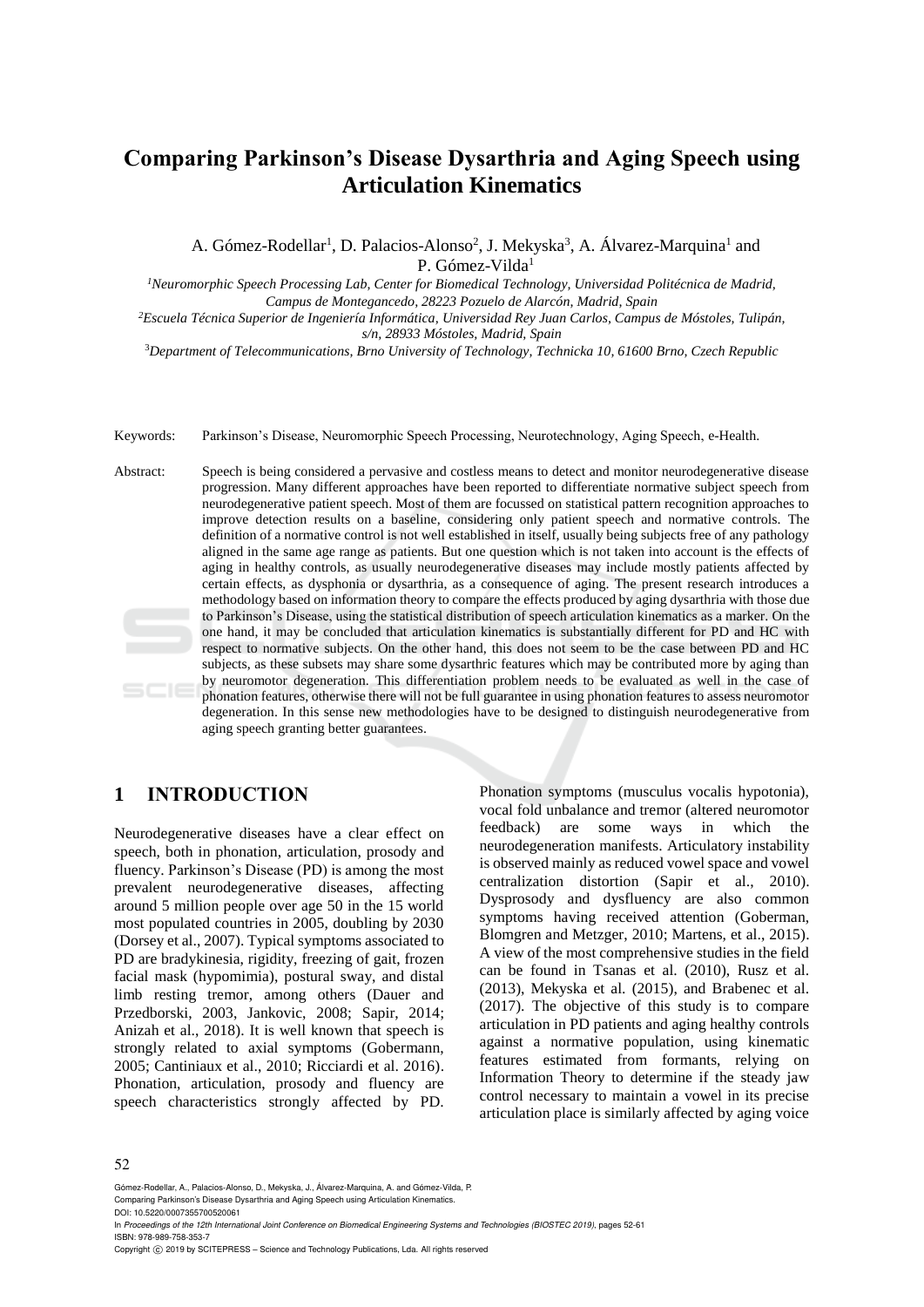# Comparing Parkinson's Disease Dysarthria and Aging Speech using Articulation Kinematics

A. Gómez-Rodellar[1], D. Palacios-Alonso[2], J. Mekyska[3], A. Álvarez-Marquina[1] and P. Gómez-Vilda[1]

[1]*Neuromorphic Speech Processing Lab, Center for Biomedical Technology, Universidad Politécnica de Madrid, Campus de Montegancedo, 28223 Pozuelo de Alarcón, Madrid, Spain*

[2]*Escuela Técnica Superior de Ingeniería Informática, Universidad Rey Juan Carlos, Campus de Móstoles, Tulipán, s/n, 28933 Móstoles, Madrid, Spain*

[3]*Department of Telecommunications, Brno University of Technology, Technicka 10, 61600 Brno, Czech Republic*

Keywords: Parkinson's Disease, Neuromorphic Speech Processing, Neurotechnology, Aging Speech, e-Health.

Abstract: Speech is being considered a pervasive and costless means to detect and monitor neurodegenerative disease progression. Many different approaches have been reported to differentiate normative subject speech from neurodegenerative patient speech. Most of them are focussed on statistical pattern recognition approaches to improve detection results on a baseline, considering only patient speech and normative controls. The definition of a normative control is not well established in itself, usually being subjects free of any pathology aligned in the same age range as patients. But one question which is not taken into account is the effects of aging in healthy controls, as usually neurodegenerative diseases may include mostly patients affected by certain effects, as dysphonia or dysarthria, as a consequence of aging. The present research introduces a methodology based on information theory to compare the effects produced by aging dysarthria with those due to Parkinson's Disease, using the statistical distribution of speech articulation kinematics as a marker. On the one hand, it may be concluded that articulation kinematics is substantially different for PD and HC with respect to normative subjects. On the other hand, this does not seem to be the case between PD and HC subjects, as these subsets may share some dysarthric features which may be contributed more by aging than by neuromotor degeneration. This differentiation problem needs to be evaluated as well in the case of phonation features, otherwise there will not be full guarantee in using phonation features to assess neuromotor degeneration. In this sense new methodologies have to be designed to distinguish neurodegenerative from aging speech granting better guarantees.

## 1 INTRODUCTION

Neurodegenerative diseases have a clear effect on speech, both in phonation, articulation, prosody and fluency. Parkinson's Disease (PD) is among the most prevalent neurodegenerative diseases, affecting around 5 million people over age 50 in the 15 world most populated countries in 2005, doubling by 2030 (Dorsey et al., 2007). Typical symptoms associated to PD are bradykinesia, rigidity, freezing of gait, frozen facial mask (hypomimia), postural sway, and distal limb resting tremor, among others (Dauer and Przedborski, 2003, Jankovic, 2008; Sapir, 2014; Anizah et al., 2018). It is well known that speech is strongly related to axial symptoms (Gobermann, 2005; Cantiniaux et al., 2010; Ricciardi et al. 2016). Phonation, articulation, prosody and fluency are speech characteristics strongly affected by PD. Phonation symptoms (musculus vocalis hypotonia), vocal fold unbalance and tremor (altered neuromotor feedback) are some ways in which the neurodegeneration manifests. Articulatory instability is observed mainly as reduced vowel space and vowel centralization distortion (Sapir et al., 2010). Dysprosody and dysfluency are also common symptoms having received attention (Goberman, Blomgren and Metzger, 2010; Martens, et al., 2015). A view of the most comprehensive studies in the field can be found in Tsanas et al. (2010), Rusz et al. (2013), Mekyska et al. (2015), and Brabenec et al. (2017). The objective of this study is to compare articulation in PD patients and aging healthy controls against a normative population, using kinematic features estimated from formants, relying on Information Theory to determine if the steady jaw control necessary to maintain a vowel in its precise articulation place is similarly affected by aging voice

Gómez-Rodellar, A., Palacios-Alonso, D., Mekyska, J., Álvarez-Marquina, A. and Gómez-Vilda, P.
Comparing Parkinson's Disease Dysarthria and Aging Speech using Articulation Kinematics.
DOI: 10.5220/0007355700520061
In *Proceedings of the 12th International Joint Conference on Biomedical Engineering Systems and Technologies (BIOSTEC 2019)*, pages 52-61
ISBN: 978-989-758-353-7
Copyright © 2019 by SCITEPRESS – Science and Technology Publications, Lda. All rights reserved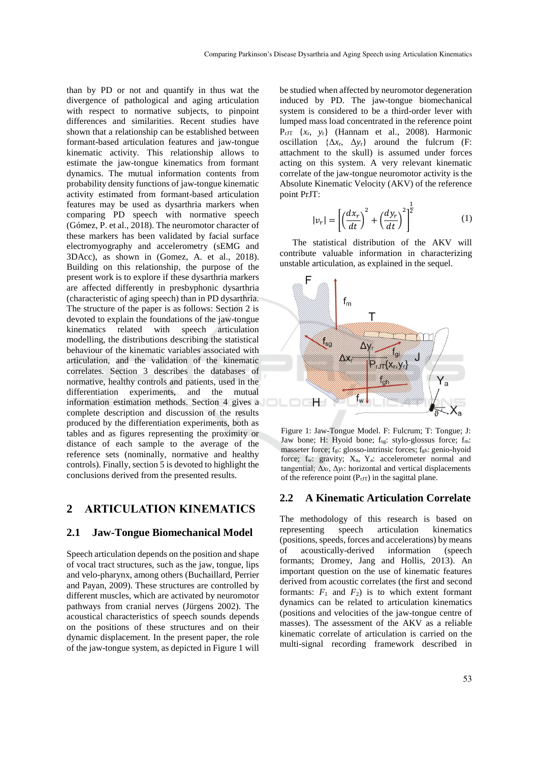than by PD or not and quantify in thus wat the divergence of pathological and aging articulation with respect to normative subjects, to pinpoint differences and similarities. Recent studies have shown that a relationship can be established between formant-based articulation features and jaw-tongue kinematic activity. This relationship allows to estimate the jaw-tongue kinematics from formant dynamics. The mutual information contents from probability density functions of jaw-tongue kinematic activity estimated from formant-based articulation features may be used as dysarthria markers when comparing PD speech with normative speech (Gómez, P. et al., 2018). The neuromotor character of these markers has been validated by facial surface electromyography and accelerometry (sEMG and 3DAcc), as shown in (Gomez, A. et al., 2018). Building on this relationship, the purpose of the present work is to explore if these dysarthria markers are affected differently in presbyphonic dysarthria (characteristic of aging speech) than in PD dysarthria. The structure of the paper is as follows: Section 2 is devoted to explain the foundations of the jaw-tongue kinematics related with speech articulation modelling, the distributions describing the statistical behaviour of the kinematic variables associated with articulation, and the validation of the kinematic correlates. Section 3 describes the databases of normative, healthy controls and patients, used in the differentiation experiments, and the mutual information estimation methods. Section 4 gives a complete description and discussion of the results produced by the differentiation experiments, both as tables and as figures representing the proximity or distance of each sample to the average of the reference sets (nominally, normative and healthy controls). Finally, section 5 is devoted to highlight the conclusions derived from the presented results.

## 2 ARTICULATION KINEMATICS

### 2.1 Jaw-Tongue Biomechanical Model

Speech articulation depends on the position and shape of vocal tract structures, such as the jaw, tongue, lips and velo-pharynx, among others (Buchaillard, Perrier and Payan, 2009). These structures are controlled by different muscles, which are activated by neuromotor pathways from cranial nerves (Jürgens 2002). The acoustical characteristics of speech sounds depends on the positions of these structures and on their dynamic displacement. In the present paper, the role of the jaw-tongue system, as depicted in Figure 1 will be studied when affected by neuromotor degeneration induced by PD. The jaw-tongue biomechanical system is considered to be a third-order lever with lumped mass load concentrated in the reference point $P_{rJT}$ $\{x_r, y_r\}$ (Hannam et al., 2008). Harmonic oscillation $\{\Delta x_r, \Delta y_r\}$ around the fulcrum (F: attachment to the skull) is assumed under forces acting on this system. A very relevant kinematic correlate of the jaw-tongue neuromotor activity is the Absolute Kinematic Velocity (AKV) of the reference point PrJT:

$$|v_r| = \left[\left(\frac{dx_r}{dt}\right)^2 + \left(\frac{dy_r}{dt}\right)^2\right]^{\frac{1}{2}} \quad (1)$$

The statistical distribution of the AKV will contribute valuable information in characterizing unstable articulation, as explained in the sequel.

Figure 1: Jaw-Tongue Model. F: Fulcrum; T: Tongue; J: Jaw bone; H: Hyoid bone; $f_{sg}$: stylo-glossus force; $f_m$: masseter force; $f_{gi}$: glosso-intrinsic forces; $f_{gh}$: genio-hyoid force; $f_w$: gravity; $X_a$, $Y_a$: accelerometer normal and tangential; $\Delta x_r$, $\Delta y_r$: horizontal and vertical displacements of the reference point ($P_{rJT}$) in the sagittal plane.

### 2.2 A Kinematic Articulation Correlate

The methodology of this research is based on representing speech articulation kinematics (positions, speeds, forces and accelerations) by means of acoustically-derived information (speech formants; Dromey, Jang and Hollis, 2013). An important question on the use of kinematic features derived from acoustic correlates (the first and second formants: $F_1$ and $F_2$) is to which extent formant dynamics can be related to articulation kinematics (positions and velocities of the jaw-tongue centre of masses). The assessment of the AKV as a reliable kinematic correlate of articulation is carried on the multi-signal recording framework described in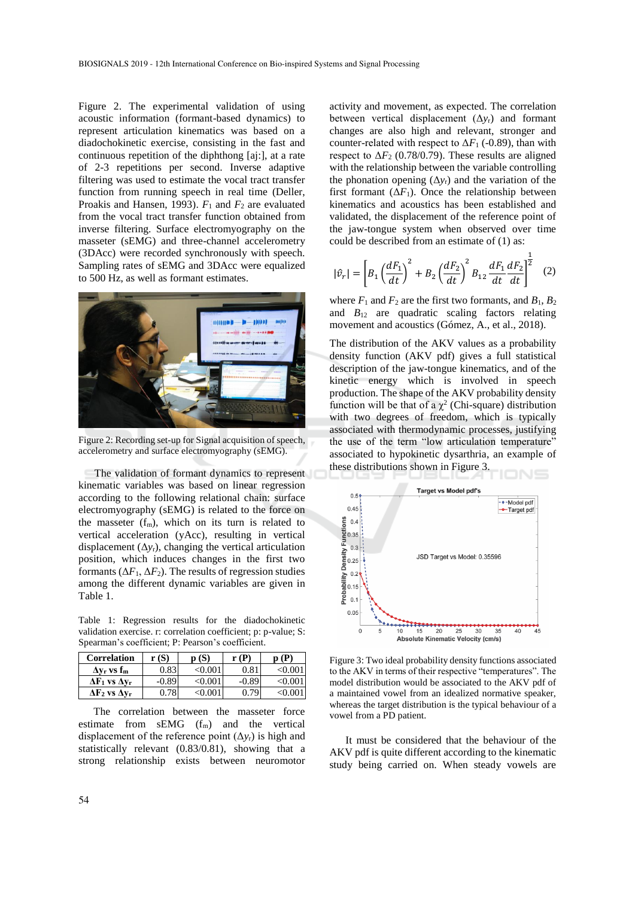Figure 2. The experimental validation of using acoustic information (formant-based dynamics) to represent articulation kinematics was based on a diadochokinetic exercise, consisting in the fast and continuous repetition of the diphthong [aj:], at a rate of 2-3 repetitions per second. Inverse adaptive filtering was used to estimate the vocal tract transfer function from running speech in real time (Deller, Proakis and Hansen, 1993). $F_1$ and $F_2$ are evaluated from the vocal tract transfer function obtained from inverse filtering. Surface electromyography on the masseter (sEMG) and three-channel accelerometry (3DAcc) were recorded synchronously with speech. Sampling rates of sEMG and 3DAcc were equalized to 500 Hz, as well as formant estimates.

Figure 2: Recording set-up for Signal acquisition of speech, accelerometry and surface electromyography (sEMG).

The validation of formant dynamics to represent kinematic variables was based on linear regression according to the following relational chain: surface electromyography (sEMG) is related to the force on the masseter ($f_m$), which on its turn is related to vertical acceleration (yAcc), resulting in vertical displacement ($\Delta y_r$), changing the vertical articulation position, which induces changes in the first two formants ($\Delta F_1$, $\Delta F_2$). The results of regression studies among the different dynamic variables are given in Table 1.

Table 1: Regression results for the diadochokinetic validation exercise. r: correlation coefficient; p: p-value; S: Spearman's coefficient; P: Pearson's coefficient.

| Correlation | r (S) | p (S) | r (P) | p (P) |
|---|---|---|---|---|
| $\Delta y_r$ vs $f_m$ | 0.83 | <0.001 | 0.81 | <0.001 |
| $\Delta F_1$ vs $\Delta y_r$ | -0.89 | <0.001 | -0.89 | <0.001 |
| $\Delta F_2$ vs $\Delta y_r$ | 0.78 | <0.001 | 0.79 | <0.001 |

The correlation between the masseter force estimate from sEMG ($f_m$) and the vertical displacement of the reference point ($\Delta y_r$) is high and statistically relevant (0.83/0.81), showing that a strong relationship exists between neuromotor activity and movement, as expected. The correlation between vertical displacement ($\Delta y_r$) and formant changes are also high and relevant, stronger and counter-related with respect to $\Delta F_1$ (-0.89), than with respect to $\Delta F_2$ (0.78/0.79). These results are aligned with the relationship between the variable controlling the phonation opening ($\Delta y_r$) and the variation of the first formant ($\Delta F_1$). Once the relationship between kinematics and acoustics has been established and validated, the displacement of the reference point of the jaw-tongue system when observed over time could be described from an estimate of (1) as:

$$|\hat{v}_r| = \left[ B_1 \left( \frac{dF_1}{dt} \right)^2 + B_2 \left( \frac{dF_2}{dt} \right)^2 B_{12} \frac{dF_1}{dt} \frac{dF_2}{dt} \right]^{\frac{1}{2}} \quad (2)$$

where $F_1$ and $F_2$ are the first two formants, and $B_1$, $B_2$ and $B_{12}$ are quadratic scaling factors relating movement and acoustics (Gómez, A., et al., 2018).

The distribution of the AKV values as a probability density function (AKV pdf) gives a full statistical description of the jaw-tongue kinematics, and of the kinetic energy which is involved in speech production. The shape of the AKV probability density function will be that of a $\chi^2$ (Chi-square) distribution with two degrees of freedom, which is typically associated with thermodynamic processes, justifying the use of the term "low articulation temperature" associated to hypokinetic dysarthria, an example of these distributions shown in Figure 3.

Figure 3: Two ideal probability density functions associated to the AKV in terms of their respective "temperatures". The model distribution would be associated to the AKV pdf of a maintained normative vowel from an idealized normative speaker, whereas the target distribution is the typical behaviour of a vowel from a PD patient.

It must be considered that the behaviour of the AKV pdf is quite different according to the kinematic study being carried on. When steady vowels are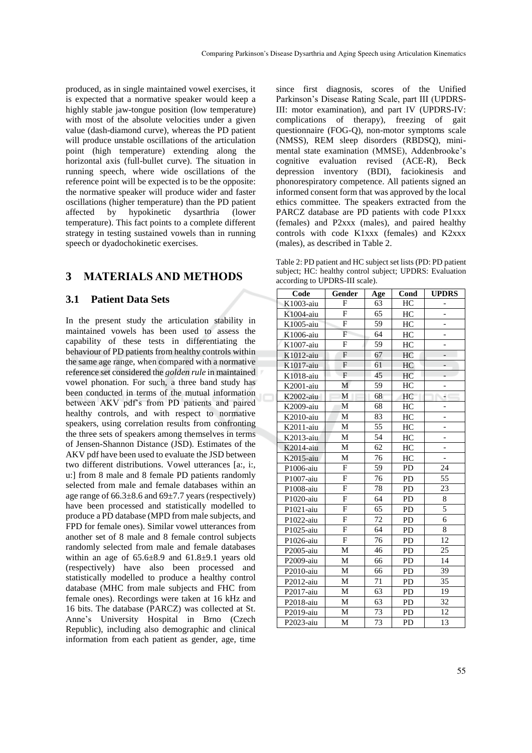produced, as in single maintained vowel exercises, it is expected that a normative speaker would keep a highly stable jaw-tongue position (low temperature) with most of the absolute velocities under a given value (dash-diamond curve), whereas the PD patient will produce unstable oscillations of the articulation point (high temperature) extending along the horizontal axis (full-bullet curve). The situation in running speech, where wide oscillations of the reference point will be expected is to be the opposite: the normative speaker will produce wider and faster oscillations (higher temperature) than the PD patient affected by hypokinetic dysarthria (lower temperature). This fact points to a complete different strategy in testing sustained vowels than in running speech or dyadochokinetic exercises.

## 3 MATERIALS AND METHODS

### 3.1 Patient Data Sets

In the present study the articulation stability in maintained vowels has been used to assess the capability of these tests in differentiating the behaviour of PD patients from healthy controls within the same age range, when compared with a normative reference set considered the *golden rule* in maintained vowel phonation. For such, a three band study has been conducted in terms of the mutual information between AKV pdf's from PD patients and paired healthy controls, and with respect to normative speakers, using correlation results from confronting the three sets of speakers among themselves in terms of Jensen-Shannon Distance (JSD). Estimates of the AKV pdf have been used to evaluate the JSD between two different distributions. Vowel utterances [a:, i:, u:] from 8 male and 8 female PD patients randomly selected from male and female databases within an age range of 66.3±8.6 and 69±7.7 years (respectively) have been processed and statistically modelled to produce a PD database (MPD from male subjects, and FPD for female ones). Similar vowel utterances from another set of 8 male and 8 female control subjects randomly selected from male and female databases within an age of 65.6±8.9 and 61.8±9.1 years old (respectively) have also been processed and statistically modelled to produce a healthy control database (MHC from male subjects and FHC from female ones). Recordings were taken at 16 kHz and 16 bits. The database (PARCZ) was collected at St. Anne's University Hospital in Brno (Czech Republic), including also demographic and clinical information from each patient as gender, age, time since first diagnosis, scores of the Unified Parkinson's Disease Rating Scale, part III (UPDRS-III: motor examination), and part IV (UPDRS-IV: complications of therapy), freezing of gait questionnaire (FOG-Q), non-motor symptoms scale (NMSS), REM sleep disorders (RBDSQ), mini-mental state examination (MMSE), Addenbrooke's cognitive evaluation revised (ACE-R), Beck depression inventory (BDI), faciokinesis and phonorespiratory competence. All patients signed an informed consent form that was approved by the local ethics committee. The speakers extracted from the PARCZ database are PD patients with code P1xxx (females) and P2xxx (males), and paired healthy controls with code K1xxx (females) and K2xxx (males), as described in Table 2.

Table 2: PD patient and HC subject set lists (PD: PD patient subject; HC: healthy control subject; UPDRS: Evaluation according to UPDRS-III scale).

| Code | Gender | Age | Cond | UPDRS |
|---|---|---|---|---|
| K1003-aiu | F | 63 | HC | - |
| K1004-aiu | F | 65 | HC | - |
| K1005-aiu | F | 59 | HC | - |
| K1006-aiu | F | 64 | HC | - |
| K1007-aiu | F | 59 | HC | - |
| K1012-aiu | F | 67 | HC | - |
| K1017-aiu | F | 61 | HC | - |
| K1018-aiu | F | 45 | HC | - |
| K2001-aiu | M | 59 | HC | - |
| K2002-aiu | M | 68 | HC | - |
| K2009-aiu | M | 68 | HC | - |
| K2010-aiu | M | 83 | HC | - |
| K2011-aiu | M | 55 | HC | - |
| K2013-aiu | M | 54 | HC | - |
| K2014-aiu | M | 62 | HC | - |
| K2015-aiu | M | 76 | HC | - |
| P1006-aiu | F | 59 | PD | 24 |
| P1007-aiu | F | 76 | PD | 55 |
| P1008-aiu | F | 78 | PD | 23 |
| P1020-aiu | F | 64 | PD | 8 |
| P1021-aiu | F | 65 | PD | 5 |
| P1022-aiu | F | 72 | PD | 6 |
| P1025-aiu | F | 64 | PD | 8 |
| P1026-aiu | F | 76 | PD | 12 |
| P2005-aiu | M | 46 | PD | 25 |
| P2009-aiu | M | 66 | PD | 14 |
| P2010-aiu | M | 66 | PD | 39 |
| P2012-aiu | M | 71 | PD | 35 |
| P2017-aiu | M | 63 | PD | 19 |
| P2018-aiu | M | 63 | PD | 32 |
| P2019-aiu | M | 73 | PD | 12 |
| P2023-aiu | M | 73 | PD | 13 |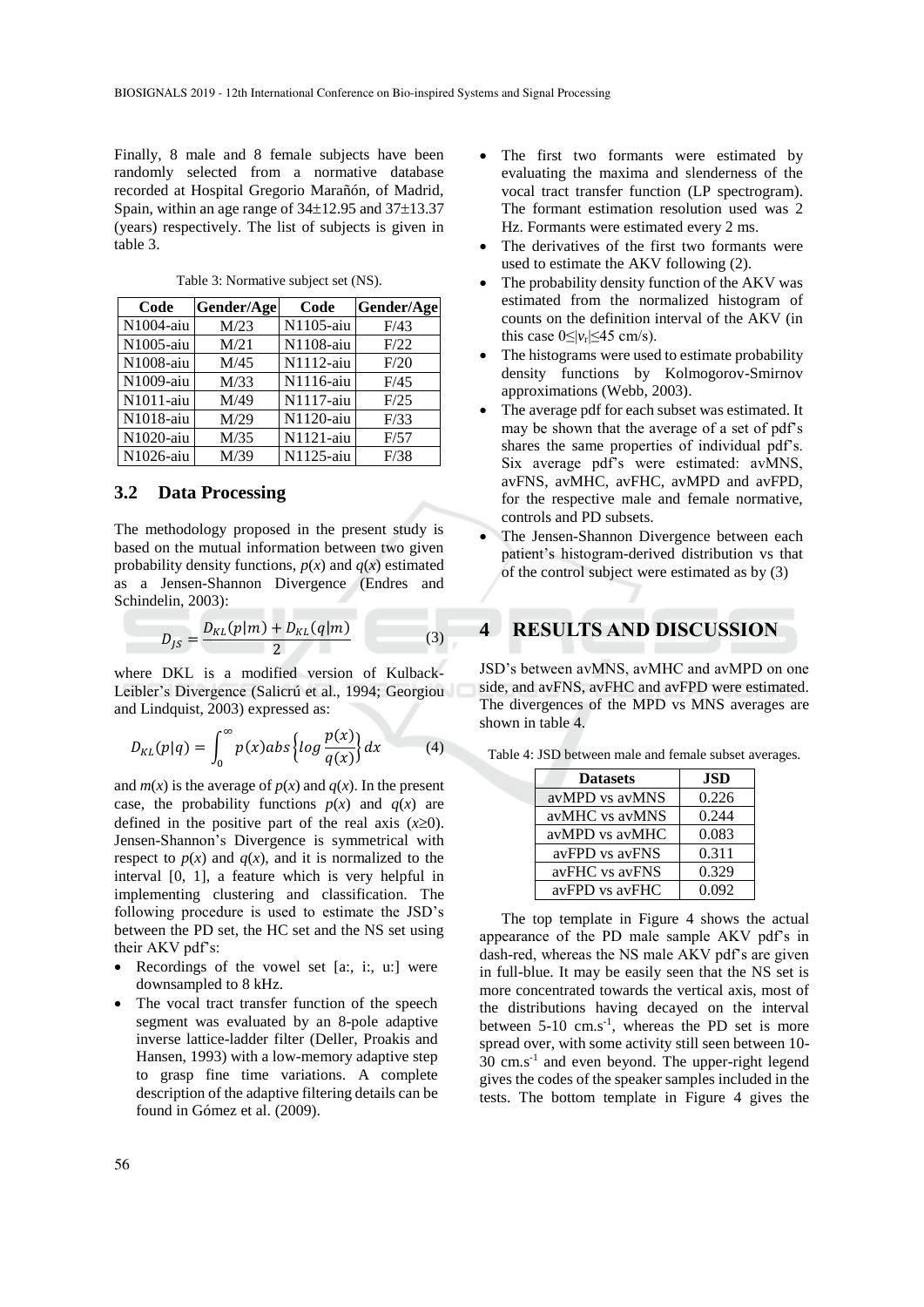Finally, 8 male and 8 female subjects have been randomly selected from a normative database recorded at Hospital Gregorio Marañón, of Madrid, Spain, within an age range of 34±12.95 and 37±13.37 (years) respectively. The list of subjects is given in table 3.

Table 3: Normative subject set (NS).

| Code | Gender/Age | Code | Gender/Age |
|---|---|---|---|
| N1004-aiu | M/23 | N1105-aiu | F/43 |
| N1005-aiu | M/21 | N1108-aiu | F/22 |
| N1008-aiu | M/45 | N1112-aiu | F/20 |
| N1009-aiu | M/33 | N1116-aiu | F/45 |
| N1011-aiu | M/49 | N1117-aiu | F/25 |
| N1018-aiu | M/29 | N1120-aiu | F/33 |
| N1020-aiu | M/35 | N1121-aiu | F/57 |
| N1026-aiu | M/39 | N1125-aiu | F/38 |

### 3.2 Data Processing

The methodology proposed in the present study is based on the mutual information between two given probability density functions, $p(x)$ and $q(x)$ estimated as a Jensen-Shannon Divergence (Endres and Schindelin, 2003):

$$D_{JS} = \frac{D_{KL}(p|m) + D_{KL}(q|m)}{2} \tag{3}$$

where DKL is a modified version of Kulback-Leibler's Divergence (Salicrú et al., 1994; Georgiou and Lindquist, 2003) expressed as:

$$D_{KL}(p|q) = \int_0^\infty p(x) abs\left\{log\frac{p(x)}{q(x)}\right\}dx \tag{4}$$

and $m(x)$ is the average of $p(x)$ and $q(x)$. In the present case, the probability functions $p(x)$ and $q(x)$ are defined in the positive part of the real axis ($x \geq 0$). Jensen-Shannon's Divergence is symmetrical with respect to $p(x)$ and $q(x)$, and it is normalized to the interval [0, 1], a feature which is very helpful in implementing clustering and classification. The following procedure is used to estimate the JSD's between the PD set, the HC set and the NS set using their AKV pdf's:

- Recordings of the vowel set [a:, i:, u:] were downsampled to 8 kHz.
- The vocal tract transfer function of the speech segment was evaluated by an 8-pole adaptive inverse lattice-ladder filter (Deller, Proakis and Hansen, 1993) with a low-memory adaptive step to grasp fine time variations. A complete description of the adaptive filtering details can be found in Gómez et al. (2009).
- The first two formants were estimated by evaluating the maxima and slenderness of the vocal tract transfer function (LP spectrogram). The formant estimation resolution used was 2 Hz. Formants were estimated every 2 ms.
- The derivatives of the first two formants were used to estimate the AKV following (2).
- The probability density function of the AKV was estimated from the normalized histogram of counts on the definition interval of the AKV (in this case $0 \leq |v_r| \leq 45$ cm/s).
- The histograms were used to estimate probability density functions by Kolmogorov-Smirnov approximations (Webb, 2003).
- The average pdf for each subset was estimated. It may be shown that the average of a set of pdf's shares the same properties of individual pdf's. Six average pdf's were estimated: avMNS, avFNS, avMHC, avFHC, avMPD and avFPD, for the respective male and female normative, controls and PD subsets.
- The Jensen-Shannon Divergence between each patient's histogram-derived distribution vs that of the control subject were estimated as by (3)

## 4 RESULTS AND DISCUSSION

JSD's between avMNS, avMHC and avMPD on one side, and avFNS, avFHC and avFPD were estimated. The divergences of the MPD vs MNS averages are shown in table 4.

Table 4: JSD between male and female subset averages.

| Datasets | JSD |
|---|---|
| avMPD vs avMNS | 0.226 |
| avMHC vs avMNS | 0.244 |
| avMPD vs avMHC | 0.083 |
| avFPD vs avFNS | 0.311 |
| avFHC vs avFNS | 0.329 |
| avFPD vs avFHC | 0.092 |

The top template in Figure 4 shows the actual appearance of the PD male sample AKV pdf's in dash-red, whereas the NS male AKV pdf's are given in full-blue. It may be easily seen that the NS set is more concentrated towards the vertical axis, most of the distributions having decayed on the interval between 5-10 cm.s$^{-1}$, whereas the PD set is more spread over, with some activity still seen between 10-30 cm.s$^{-1}$ and even beyond. The upper-right legend gives the codes of the speaker samples included in the tests. The bottom template in Figure 4 gives the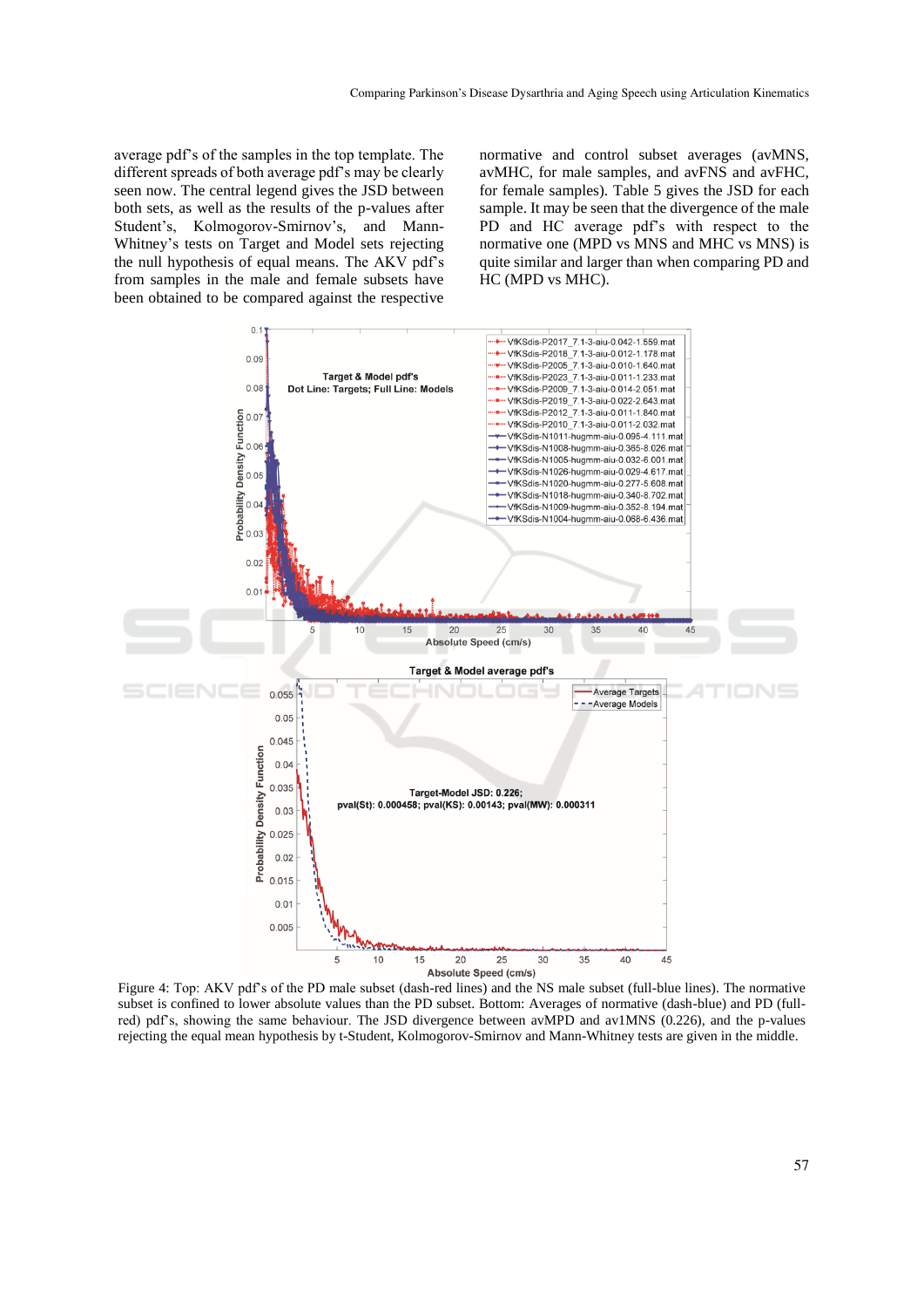average pdf's of the samples in the top template. The different spreads of both average pdf's may be clearly seen now. The central legend gives the JSD between both sets, as well as the results of the p-values after Student's, Kolmogorov-Smirnov's, and Mann-Whitney's tests on Target and Model sets rejecting the null hypothesis of equal means. The AKV pdf's from samples in the male and female subsets have been obtained to be compared against the respective normative and control subset averages (avMNS, avMHC, for male samples, and avFNS and avFHC, for female samples). Table 5 gives the JSD for each sample. It may be seen that the divergence of the male PD and HC average pdf's with respect to the normative one (MPD vs MNS and MHC vs MNS) is quite similar and larger than when comparing PD and HC (MPD vs MHC).

Figure 4: Top: AKV pdf's of the PD male subset (dash-red lines) and the NS male subset (full-blue lines). The normative subset is confined to lower absolute values than the PD subset. Bottom: Averages of normative (dash-blue) and PD (full-red) pdf's, showing the same behaviour. The JSD divergence between avMPD and av1MNS (0.226), and the p-values rejecting the equal mean hypothesis by t-Student, Kolmogorov-Smirnov and Mann-Whitney tests are given in the middle.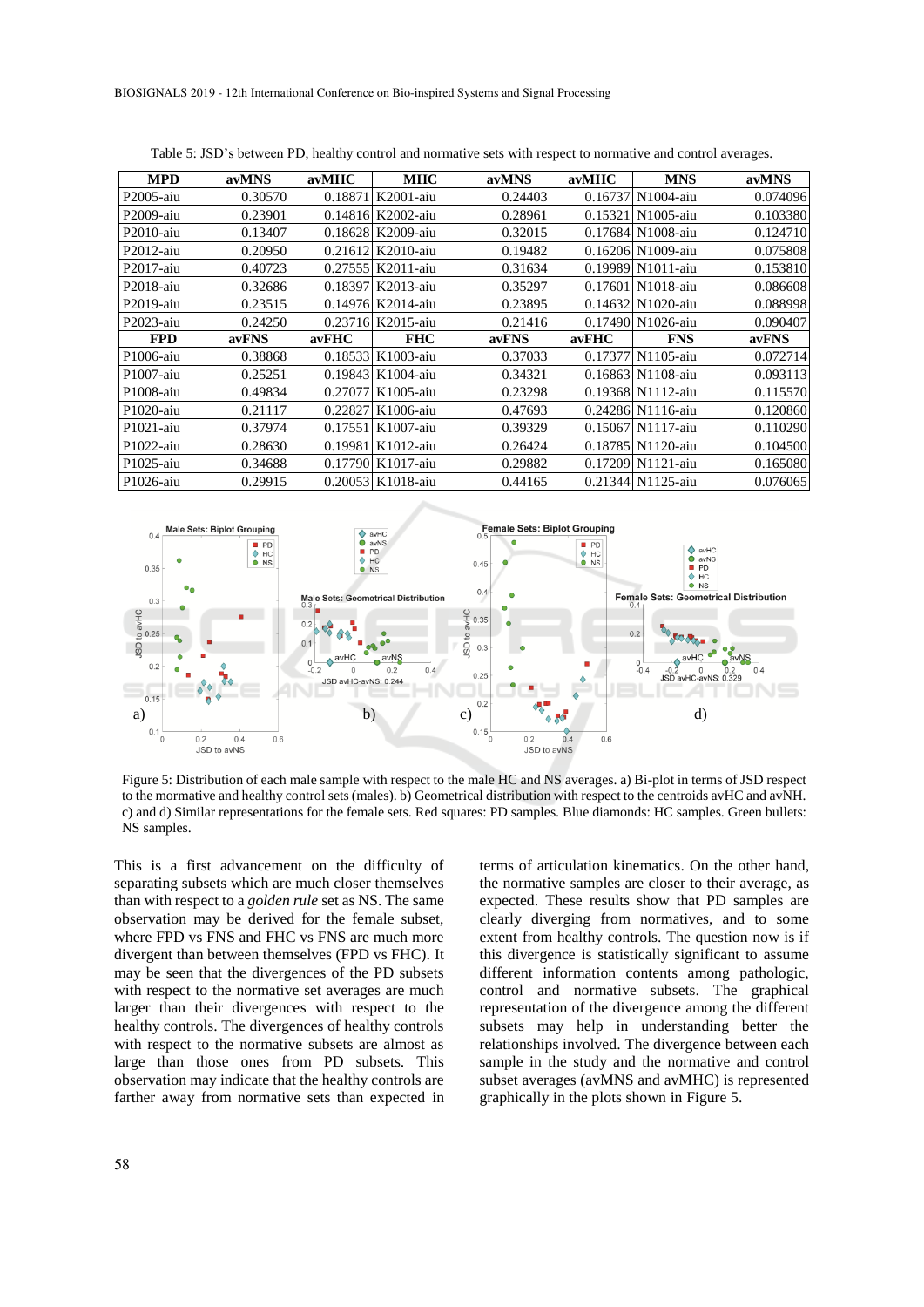Table 5: JSD's between PD, healthy control and normative sets with respect to normative and control averages.

| MPD | avMNS | avMHC | MHC | avMNS | avMHC | MNS | avMNS |
|---|---|---|---|---|---|---|---|
| P2005-aiu | 0.30570 | 0.18871 | K2001-aiu | 0.24403 | 0.16737 | N1004-aiu | 0.074096 |
| P2009-aiu | 0.23901 | 0.14816 | K2002-aiu | 0.28961 | 0.15321 | N1005-aiu | 0.103380 |
| P2010-aiu | 0.13407 | 0.18628 | K2009-aiu | 0.32015 | 0.17684 | N1008-aiu | 0.124710 |
| P2012-aiu | 0.20950 | 0.21612 | K2010-aiu | 0.19482 | 0.16206 | N1009-aiu | 0.075808 |
| P2017-aiu | 0.40723 | 0.27555 | K2011-aiu | 0.31634 | 0.19989 | N1011-aiu | 0.153810 |
| P2018-aiu | 0.32686 | 0.18397 | K2013-aiu | 0.35297 | 0.17601 | N1018-aiu | 0.086608 |
| P2019-aiu | 0.23515 | 0.14976 | K2014-aiu | 0.23895 | 0.14632 | N1020-aiu | 0.088998 |
| P2023-aiu | 0.24250 | 0.23716 | K2015-aiu | 0.21416 | 0.17490 | N1026-aiu | 0.090407 |
| **FPD** | **avFNS** | **avFHC** | **FHC** | **avFNS** | **avFHC** | **FNS** | **avFNS** |
| P1006-aiu | 0.38868 | 0.18533 | K1003-aiu | 0.37033 | 0.17377 | N1105-aiu | 0.072714 |
| P1007-aiu | 0.25251 | 0.19843 | K1004-aiu | 0.34321 | 0.16863 | N1108-aiu | 0.093113 |
| P1008-aiu | 0.49834 | 0.27077 | K1005-aiu | 0.23298 | 0.19368 | N1112-aiu | 0.115570 |
| P1020-aiu | 0.21117 | 0.22827 | K1006-aiu | 0.47693 | 0.24286 | N1116-aiu | 0.120860 |
| P1021-aiu | 0.37974 | 0.17551 | K1007-aiu | 0.39329 | 0.15067 | N1117-aiu | 0.110290 |
| P1022-aiu | 0.28630 | 0.19981 | K1012-aiu | 0.26424 | 0.18785 | N1120-aiu | 0.104500 |
| P1025-aiu | 0.34688 | 0.17790 | K1017-aiu | 0.29882 | 0.17209 | N1121-aiu | 0.165080 |
| P1026-aiu | 0.29915 | 0.20053 | K1018-aiu | 0.44165 | 0.21344 | N1125-aiu | 0.076065 |

Figure 5: Distribution of each male sample with respect to the male HC and NS averages. a) Bi-plot in terms of JSD respect to the mormative and healthy control sets (males). b) Geometrical distribution with respect to the centroids avHC and avNH. c) and d) Similar representations for the female sets. Red squares: PD samples. Blue diamonds: HC samples. Green bullets: NS samples.

This is a first advancement on the difficulty of separating subsets which are much closer themselves than with respect to a *golden rule* set as NS. The same observation may be derived for the female subset, where FPD vs FNS and FHC vs FNS are much more divergent than between themselves (FPD vs FHC). It may be seen that the divergences of the PD subsets with respect to the normative set averages are much larger than their divergences with respect to the healthy controls. The divergences of healthy controls with respect to the normative subsets are almost as large than those ones from PD subsets. This observation may indicate that the healthy controls are farther away from normative sets than expected in terms of articulation kinematics. On the other hand, the normative samples are closer to their average, as expected. These results show that PD samples are clearly diverging from normatives, and to some extent from healthy controls. The question now is if this divergence is statistically significant to assume different information contents among pathologic, control and normative subsets. The graphical representation of the divergence among the different subsets may help in understanding better the relationships involved. The divergence between each sample in the study and the normative and control subset averages (avMNS and avMHC) is represented graphically in the plots shown in Figure 5.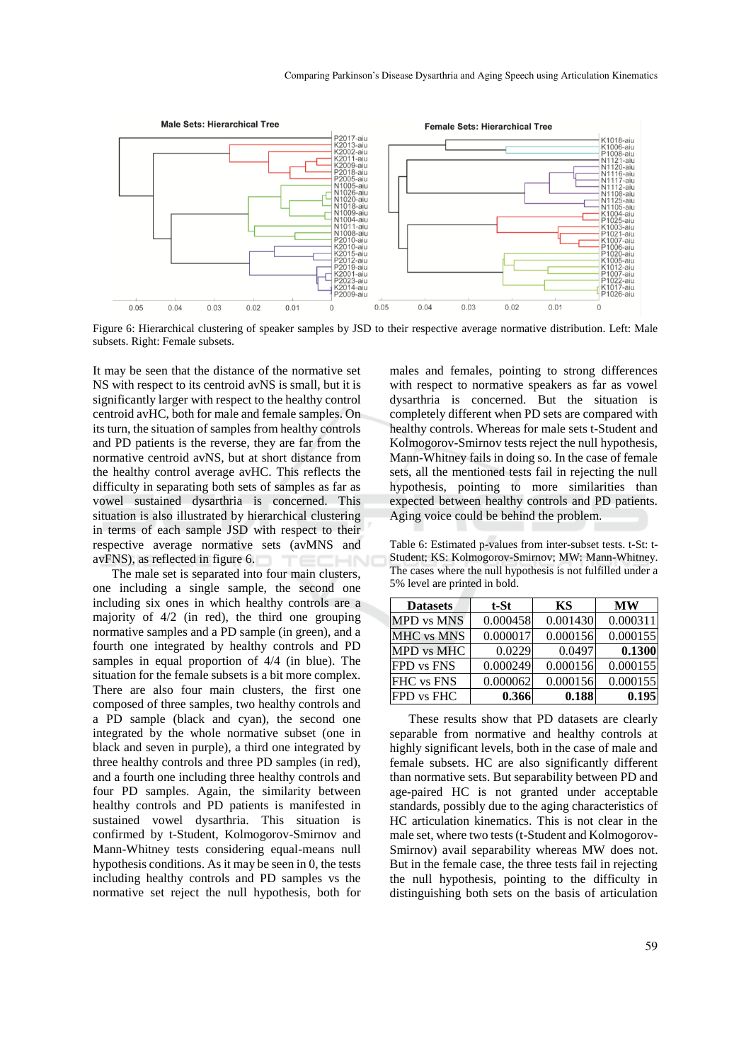Figure 6: Hierarchical clustering of speaker samples by JSD to their respective average normative distribution. Left: Male subsets. Right: Female subsets.

It may be seen that the distance of the normative set NS with respect to its centroid avNS is small, but it is significantly larger with respect to the healthy control centroid avHC, both for male and female samples. On its turn, the situation of samples from healthy controls and PD patients is the reverse, they are far from the normative centroid avNS, but at short distance from the healthy control average avHC. This reflects the difficulty in separating both sets of samples as far as vowel sustained dysarthria is concerned. This situation is also illustrated by hierarchical clustering in terms of each sample JSD with respect to their respective average normative sets (avMNS and avFNS), as reflected in figure 6.

The male set is separated into four main clusters, one including a single sample, the second one including six ones in which healthy controls are a majority of 4/2 (in red), the third one grouping normative samples and a PD sample (in green), and a fourth one integrated by healthy controls and PD samples in equal proportion of 4/4 (in blue). The situation for the female subsets is a bit more complex. There are also four main clusters, the first one composed of three samples, two healthy controls and a PD sample (black and cyan), the second one integrated by the whole normative subset (one in black and seven in purple), a third one integrated by three healthy controls and three PD samples (in red), and a fourth one including three healthy controls and four PD samples. Again, the similarity between healthy controls and PD patients is manifested in sustained vowel dysarthria. This situation is confirmed by t-Student, Kolmogorov-Smirnov and Mann-Whitney tests considering equal-means null hypothesis conditions. As it may be seen in 0, the tests including healthy controls and PD samples vs the normative set reject the null hypothesis, both for males and females, pointing to strong differences with respect to normative speakers as far as vowel dysarthria is concerned. But the situation is completely different when PD sets are compared with healthy controls. Whereas for male sets t-Student and Kolmogorov-Smirnov tests reject the null hypothesis, Mann-Whitney fails in doing so. In the case of female sets, all the mentioned tests fail in rejecting the null hypothesis, pointing to more similarities than expected between healthy controls and PD patients. Aging voice could be behind the problem.

Table 6: Estimated p-values from inter-subset tests. t-St: t-Student; KS: Kolmogorov-Smirnov; MW: Mann-Whitney. The cases where the null hypothesis is not fulfilled under a 5% level are printed in bold.

| Datasets | t-St | KS | MW |
|---|---|---|---|
| MPD vs MNS | 0.000458 | 0.001430 | 0.000311 |
| MHC vs MNS | 0.000017 | 0.000156 | 0.000155 |
| MPD vs MHC | 0.0229 | 0.0497 | **0.1300** |
| FPD vs FNS | 0.000249 | 0.000156 | 0.000155 |
| FHC vs FNS | 0.000062 | 0.000156 | 0.000155 |
| FPD vs FHC | **0.366** | **0.188** | **0.195** |

These results show that PD datasets are clearly separable from normative and healthy controls at highly significant levels, both in the case of male and female subsets. HC are also significantly different than normative sets. But separability between PD and age-paired HC is not granted under acceptable standards, possibly due to the aging characteristics of HC articulation kinematics. This is not clear in the male set, where two tests (t-Student and Kolmogorov-Smirnov) avail separability whereas MW does not. But in the female case, the three tests fail in rejecting the null hypothesis, pointing to the difficulty in distinguishing both sets on the basis of articulation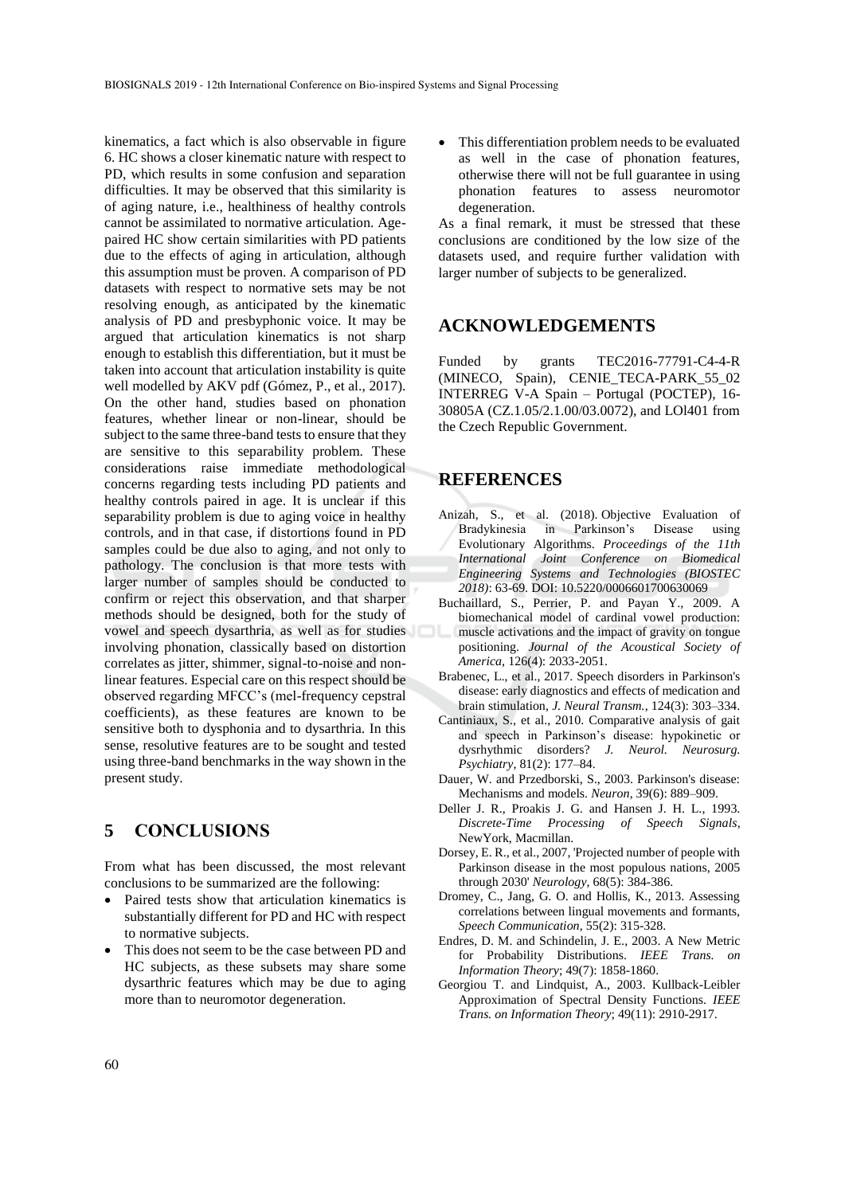kinematics, a fact which is also observable in figure 6. HC shows a closer kinematic nature with respect to PD, which results in some confusion and separation difficulties. It may be observed that this similarity is of aging nature, i.e., healthiness of healthy controls cannot be assimilated to normative articulation. Age-paired HC show certain similarities with PD patients due to the effects of aging in articulation, although this assumption must be proven. A comparison of PD datasets with respect to normative sets may be not resolving enough, as anticipated by the kinematic analysis of PD and presbyphonic voice. It may be argued that articulation kinematics is not sharp enough to establish this differentiation, but it must be taken into account that articulation instability is quite well modelled by AKV pdf (Gómez, P., et al., 2017). On the other hand, studies based on phonation features, whether linear or non-linear, should be subject to the same three-band tests to ensure that they are sensitive to this separability problem. These considerations raise immediate methodological concerns regarding tests including PD patients and healthy controls paired in age. It is unclear if this separability problem is due to aging voice in healthy controls, and in that case, if distortions found in PD samples could be due also to aging, and not only to pathology. The conclusion is that more tests with larger number of samples should be conducted to confirm or reject this observation, and that sharper methods should be designed, both for the study of vowel and speech dysarthria, as well as for studies involving phonation, classically based on distortion correlates as jitter, shimmer, signal-to-noise and non-linear features. Especial care on this respect should be observed regarding MFCC's (mel-frequency cepstral coefficients), as these features are known to be sensitive both to dysphonia and to dysarthria. In this sense, resolutive features are to be sought and tested using three-band benchmarks in the way shown in the present study.

## 5 CONCLUSIONS

From what has been discussed, the most relevant conclusions to be summarized are the following:

- Paired tests show that articulation kinematics is substantially different for PD and HC with respect to normative subjects.
- This does not seem to be the case between PD and HC subjects, as these subsets may share some dysarthric features which may be due to aging more than to neuromotor degeneration.
- This differentiation problem needs to be evaluated as well in the case of phonation features, otherwise there will not be full guarantee in using phonation features to assess neuromotor degeneration.

As a final remark, it must be stressed that these conclusions are conditioned by the low size of the datasets used, and require further validation with larger number of subjects to be generalized.

## ACKNOWLEDGEMENTS

Funded by grants TEC2016-77791-C4-4-R (MINECO, Spain), CENIE_TECA-PARK_55_02 INTERREG V-A Spain – Portugal (POCTEP), 16-30805A (CZ.1.05/2.1.00/03.0072), and LOl401 from the Czech Republic Government.

## REFERENCES

Anizah, S., et al. (2018). Objective Evaluation of Bradykinesia in Parkinson's Disease using Evolutionary Algorithms. *Proceedings of the 11th International Joint Conference on Biomedical Engineering Systems and Technologies (BIOSTEC 2018)*: 63-69. DOI: 10.5220/0006601700630069

Buchaillard, S., Perrier, P. and Payan Y., 2009. A biomechanical model of cardinal vowel production: muscle activations and the impact of gravity on tongue positioning. *Journal of the Acoustical Society of America*, 126(4): 2033-2051.

Brabenec, L., et al., 2017. Speech disorders in Parkinson's disease: early diagnostics and effects of medication and brain stimulation, *J. Neural Transm.*, 124(3): 303–334.

Cantiniaux, S., et al., 2010. Comparative analysis of gait and speech in Parkinson's disease: hypokinetic or dysrhythmic disorders? *J. Neurol. Neurosurg. Psychiatry*, 81(2): 177–84.

Dauer, W. and Przedborski, S., 2003. Parkinson's disease: Mechanisms and models. *Neuron*, 39(6): 889–909.

Deller J. R., Proakis J. G. and Hansen J. H. L., 1993. *Discrete-Time Processing of Speech Signals*, NewYork, Macmillan.

Dorsey, E. R., et al., 2007, 'Projected number of people with Parkinson disease in the most populous nations, 2005 through 2030' *Neurology*, 68(5): 384-386.

Dromey, C., Jang, G. O. and Hollis, K., 2013. Assessing correlations between lingual movements and formants, *Speech Communication*, 55(2): 315-328.

Endres, D. M. and Schindelin, J. E., 2003. A New Metric for Probability Distributions. *IEEE Trans. on Information Theory*; 49(7): 1858-1860.

Georgiou T. and Lindquist, A., 2003. Kullback-Leibler Approximation of Spectral Density Functions. *IEEE Trans. on Information Theory*; 49(11): 2910-2917.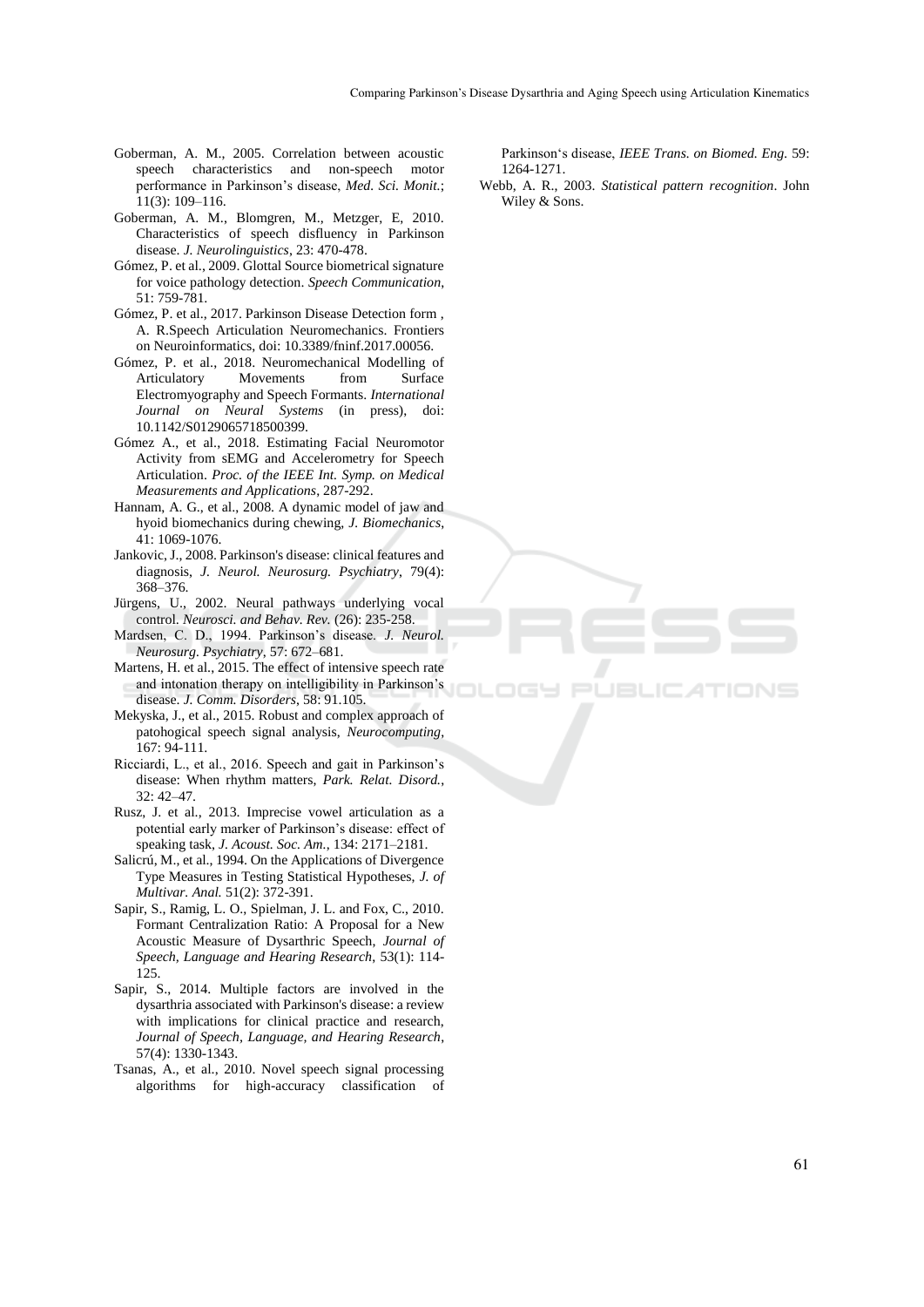Goberman, A. M., 2005. Correlation between acoustic speech characteristics and non-speech motor performance in Parkinson's disease, *Med. Sci. Monit.*; 11(3): 109–116.

Goberman, A. M., Blomgren, M., Metzger, E, 2010. Characteristics of speech disfluency in Parkinson disease. *J. Neurolinguistics*, 23: 470-478.

Gómez, P. et al., 2009. Glottal Source biometrical signature for voice pathology detection. *Speech Communication*, 51: 759-781.

Gómez, P. et al., 2017. Parkinson Disease Detection form , A. R.Speech Articulation Neuromechanics. Frontiers on Neuroinformatics, doi: 10.3389/fninf.2017.00056.

Gómez, P. et al., 2018. Neuromechanical Modelling of Articulatory Movements from Surface Electromyography and Speech Formants. *International Journal on Neural Systems* (in press), doi: 10.1142/S0129065718500399.

Gómez A., et al., 2018. Estimating Facial Neuromotor Activity from sEMG and Accelerometry for Speech Articulation. *Proc. of the IEEE Int. Symp. on Medical Measurements and Applications*, 287-292.

Hannam, A. G., et al., 2008. A dynamic model of jaw and hyoid biomechanics during chewing, *J. Biomechanics*, 41: 1069-1076.

Jankovic, J., 2008. Parkinson's disease: clinical features and diagnosis, *J. Neurol. Neurosurg. Psychiatry*, 79(4): 368–376.

Jürgens, U., 2002. Neural pathways underlying vocal control. *Neurosci. and Behav. Rev.* (26): 235-258.

Mardsen, C. D., 1994. Parkinson's disease. *J. Neurol. Neurosurg. Psychiatry*, 57: 672–681.

Martens, H. et al., 2015. The effect of intensive speech rate and intonation therapy on intelligibility in Parkinson's disease. *J. Comm. Disorders*, 58: 91.105.

Mekyska, J., et al., 2015. Robust and complex approach of patohogical speech signal analysis, *Neurocomputing*, 167: 94-111.

Ricciardi, L., et al., 2016. Speech and gait in Parkinson's disease: When rhythm matters, *Park. Relat. Disord.*, 32: 42–47.

Rusz, J. et al., 2013. Imprecise vowel articulation as a potential early marker of Parkinson's disease: effect of speaking task, *J. Acoust. Soc. Am.*, 134: 2171–2181.

Salicrú, M., et al., 1994. On the Applications of Divergence Type Measures in Testing Statistical Hypotheses, *J. of Multivar. Anal.* 51(2): 372-391.

Sapir, S., Ramig, L. O., Spielman, J. L. and Fox, C., 2010. Formant Centralization Ratio: A Proposal for a New Acoustic Measure of Dysarthric Speech, *Journal of Speech, Language and Hearing Research*, 53(1): 114-125.

Sapir, S., 2014. Multiple factors are involved in the dysarthria associated with Parkinson's disease: a review with implications for clinical practice and research, *Journal of Speech, Language, and Hearing Research*, 57(4): 1330-1343.

Tsanas, A., et al., 2010. Novel speech signal processing algorithms for high-accuracy classification of Parkinson's disease, *IEEE Trans. on Biomed. Eng.* 59: 1264-1271.

Webb, A. R., 2003. *Statistical pattern recognition*. John Wiley & Sons.